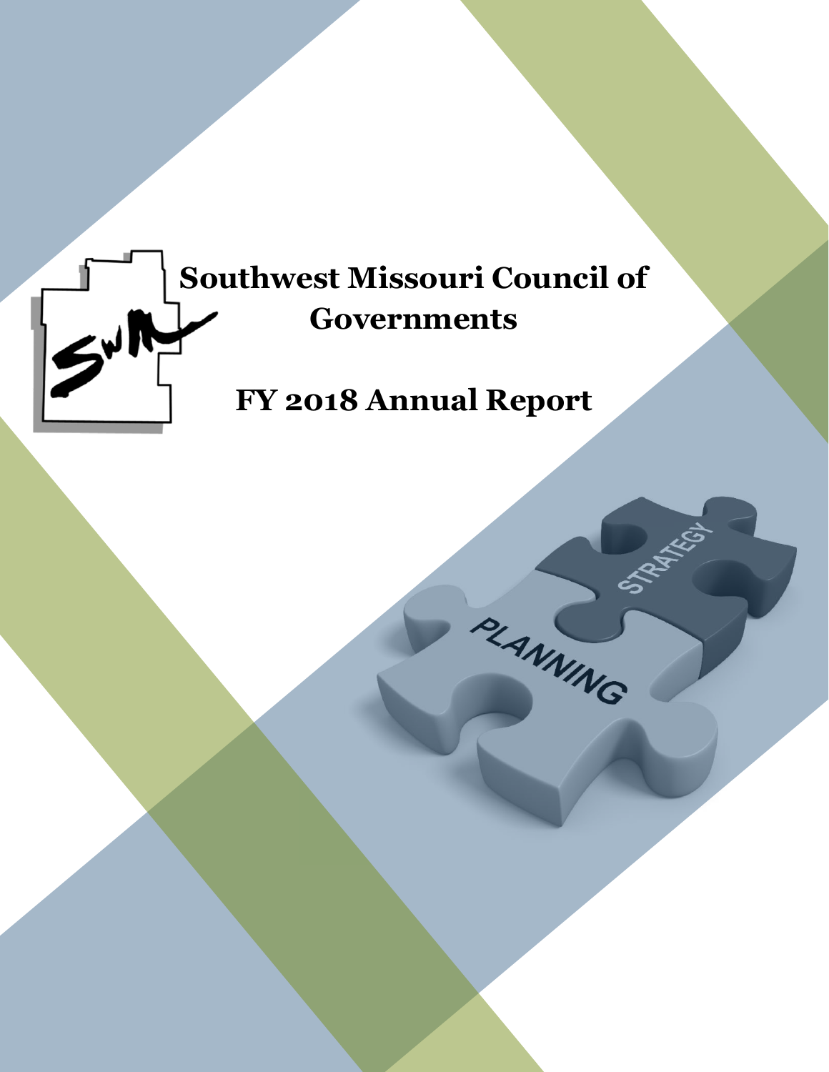# Southwest Missouri Council of Governments

# FY 2018 Annual Report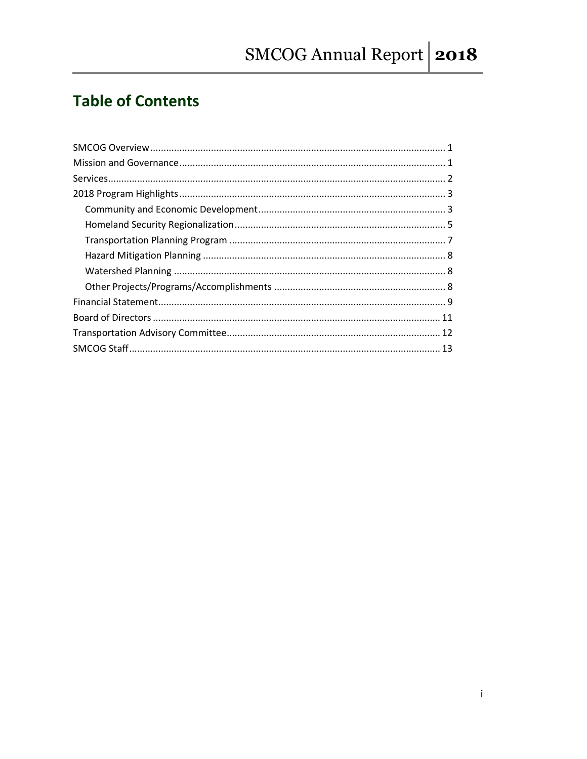# Table of Contents

- SMCOG Overview ..... 1
- Mission and Governance ..... 1
- Services ..... 2
- 2018 Program Highlights ..... 3
    - Community and Economic Development ..... 3
    - Homeland Security Regionalization ..... 5
    - Transportation Planning Program ..... 7
    - Hazard Mitigation Planning ..... 8
    - Watershed Planning ..... 8
    - Other Projects/Programs/Accomplishments ..... 8
- Financial Statement ..... 9
- Board of Directors ..... 11
- Transportation Advisory Committee ..... 12
- SMCOG Staff ..... 13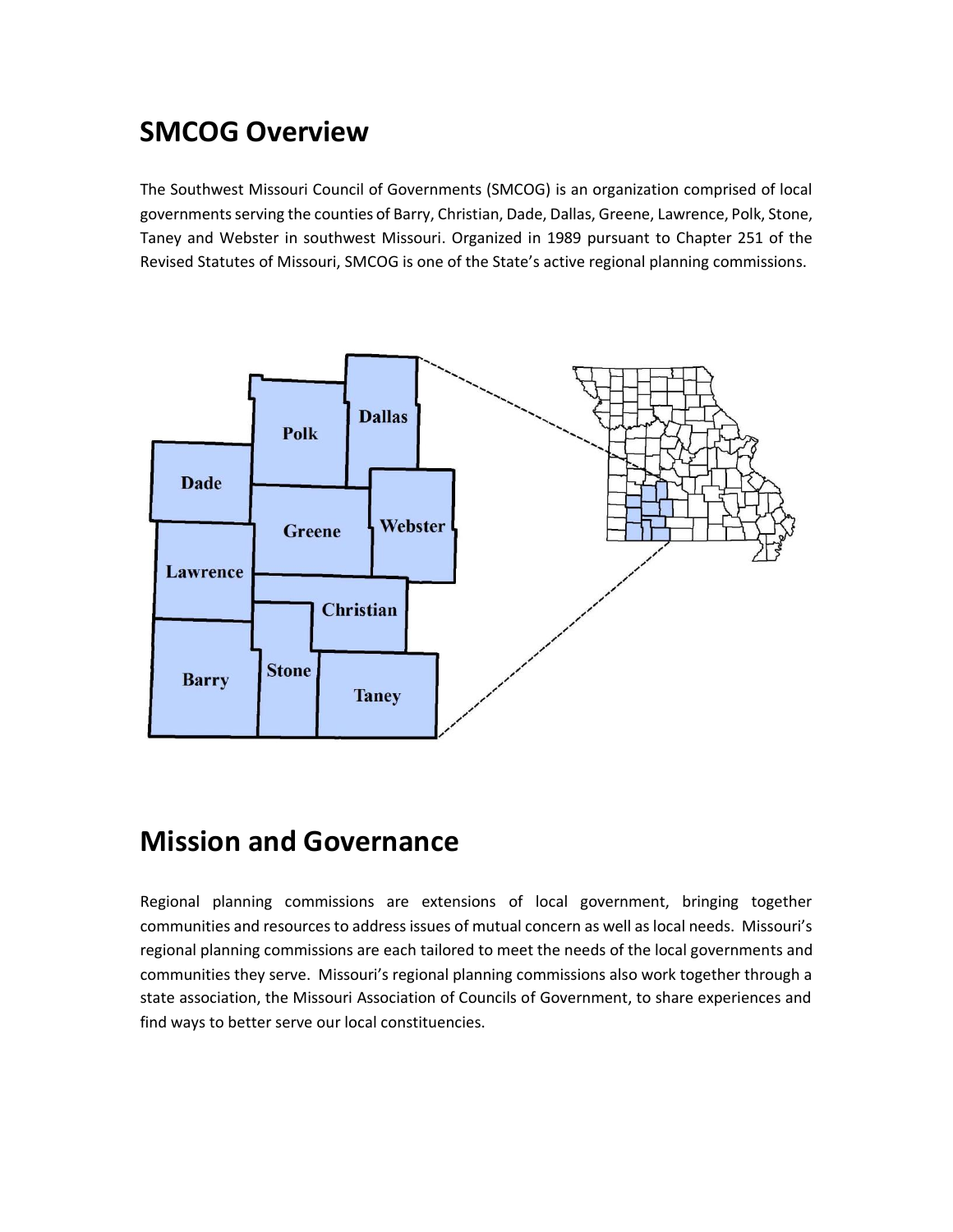# SMCOG Overview

The Southwest Missouri Council of Governments (SMCOG) is an organization comprised of local governments serving the counties of Barry, Christian, Dade, Dallas, Greene, Lawrence, Polk, Stone, Taney and Webster in southwest Missouri. Organized in 1989 pursuant to Chapter 251 of the Revised Statutes of Missouri, SMCOG is one of the State's active regional planning commissions.

# Mission and Governance

Regional planning commissions are extensions of local government, bringing together communities and resources to address issues of mutual concern as well as local needs. Missouri's regional planning commissions are each tailored to meet the needs of the local governments and communities they serve. Missouri's regional planning commissions also work together through a state association, the Missouri Association of Councils of Government, to share experiences and find ways to better serve our local constituencies.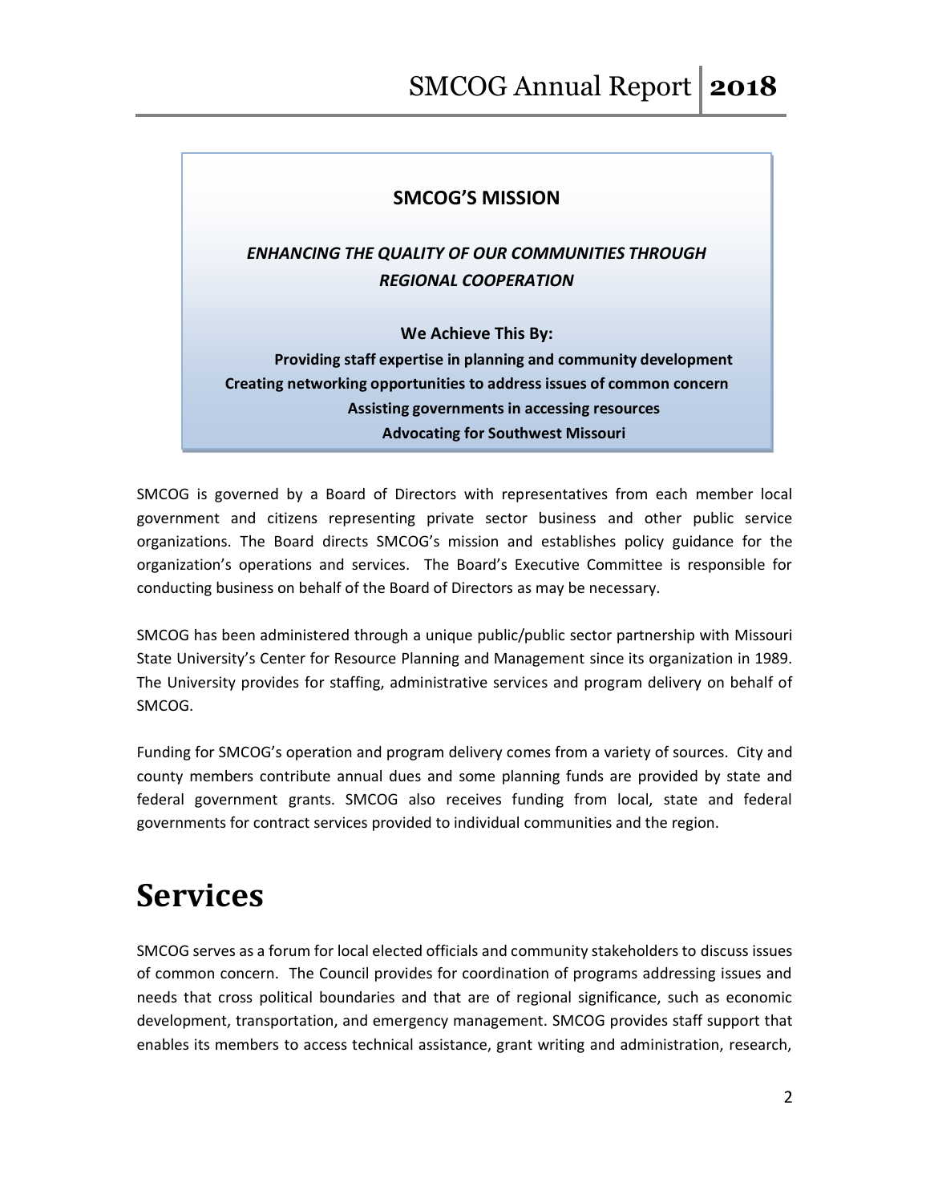**SMCOG'S MISSION**

***ENHANCING THE QUALITY OF OUR COMMUNITIES THROUGH REGIONAL COOPERATION***

**We Achieve This By:**

**Providing staff expertise in planning and community development**
**Creating networking opportunities to address issues of common concern**
**Assisting governments in accessing resources**
**Advocating for Southwest Missouri**

SMCOG is governed by a Board of Directors with representatives from each member local government and citizens representing private sector business and other public service organizations. The Board directs SMCOG's mission and establishes policy guidance for the organization's operations and services. The Board's Executive Committee is responsible for conducting business on behalf of the Board of Directors as may be necessary.

SMCOG has been administered through a unique public/public sector partnership with Missouri State University's Center for Resource Planning and Management since its organization in 1989. The University provides for staffing, administrative services and program delivery on behalf of SMCOG.

Funding for SMCOG's operation and program delivery comes from a variety of sources. City and county members contribute annual dues and some planning funds are provided by state and federal government grants. SMCOG also receives funding from local, state and federal governments for contract services provided to individual communities and the region.

# Services

SMCOG serves as a forum for local elected officials and community stakeholders to discuss issues of common concern. The Council provides for coordination of programs addressing issues and needs that cross political boundaries and that are of regional significance, such as economic development, transportation, and emergency management. SMCOG provides staff support that enables its members to access technical assistance, grant writing and administration, research,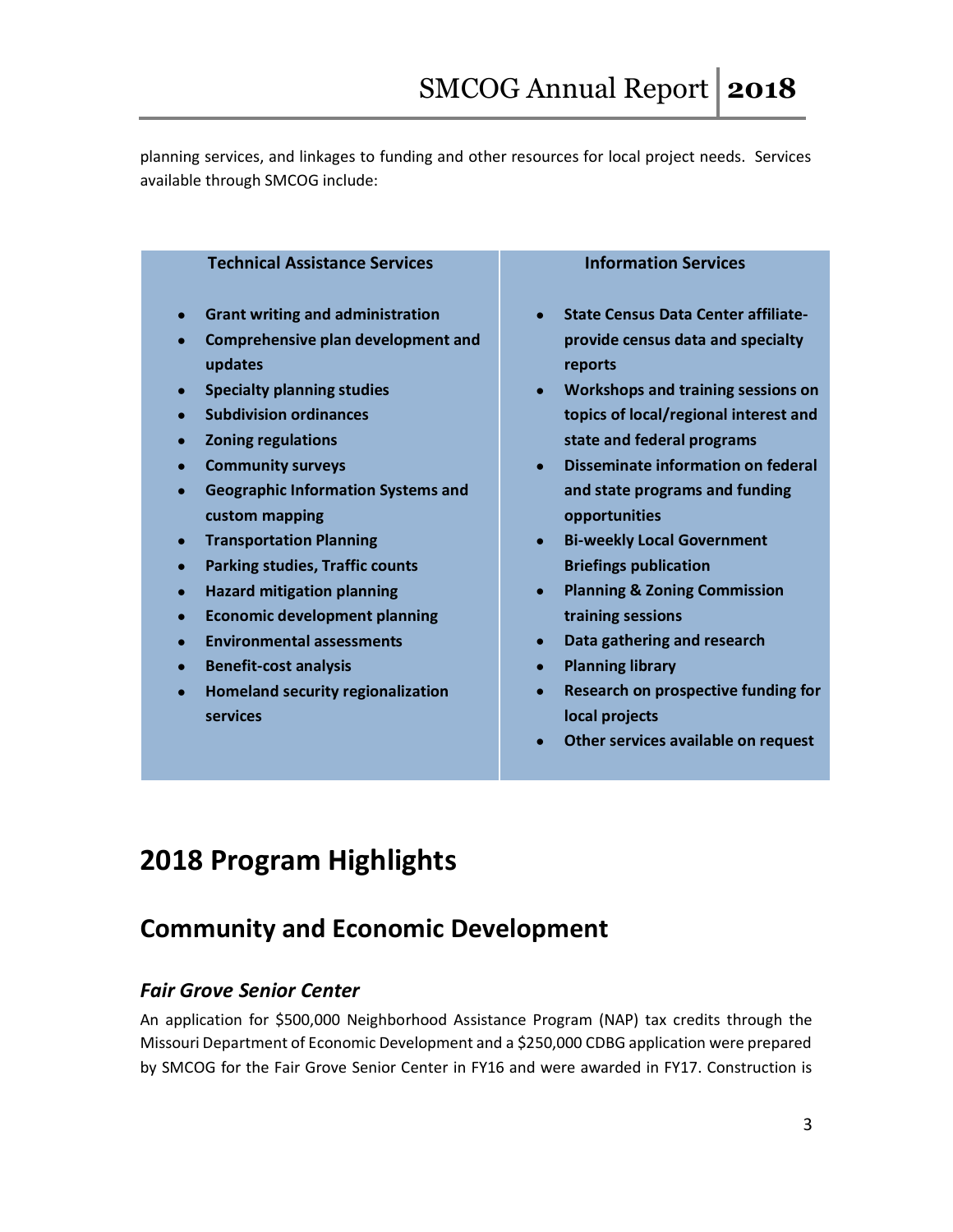planning services, and linkages to funding and other resources for local project needs. Services available through SMCOG include:

| Technical Assistance Services | Information Services |
| --- | --- |
| • Grant writing and administration<br>• Comprehensive plan development and updates<br>• Specialty planning studies<br>• Subdivision ordinances<br>• Zoning regulations<br>• Community surveys<br>• Geographic Information Systems and custom mapping<br>• Transportation Planning<br>• Parking studies, Traffic counts<br>• Hazard mitigation planning<br>• Economic development planning<br>• Environmental assessments<br>• Benefit-cost analysis<br>• Homeland security regionalization services | • State Census Data Center affiliate-provide census data and specialty reports<br>• Workshops and training sessions on topics of local/regional interest and state and federal programs<br>• Disseminate information on federal and state programs and funding opportunities<br>• Bi-weekly Local Government Briefings publication<br>• Planning & Zoning Commission training sessions<br>• Data gathering and research<br>• Planning library<br>• Research on prospective funding for local projects<br>• Other services available on request |

# 2018 Program Highlights

## Community and Economic Development

### *Fair Grove Senior Center*

An application for $500,000 Neighborhood Assistance Program (NAP) tax credits through the Missouri Department of Economic Development and a $250,000 CDBG application were prepared by SMCOG for the Fair Grove Senior Center in FY16 and were awarded in FY17. Construction is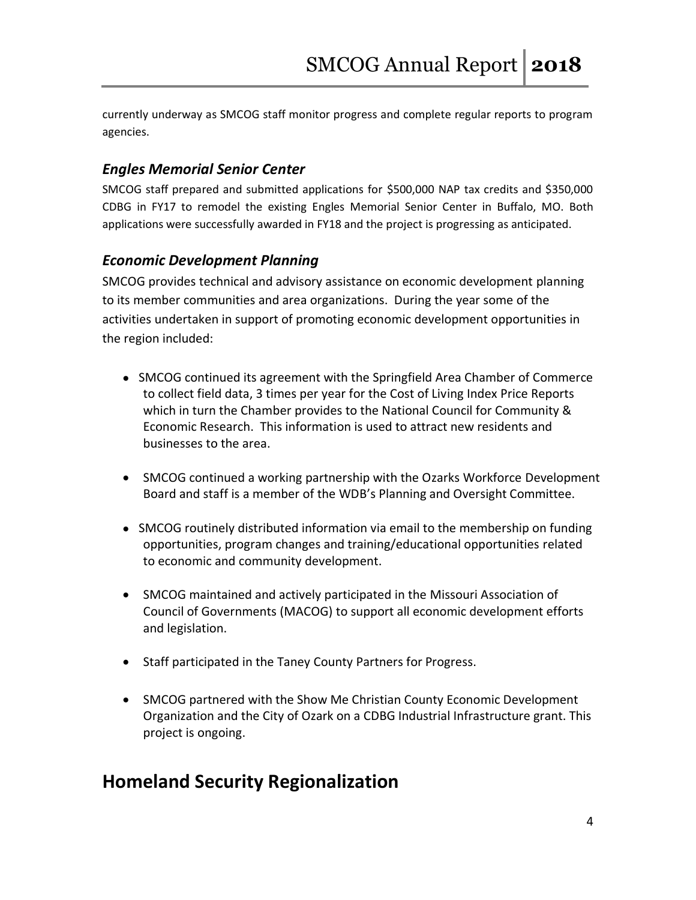currently underway as SMCOG staff monitor progress and complete regular reports to program agencies.

### *Engles Memorial Senior Center*

SMCOG staff prepared and submitted applications for $500,000 NAP tax credits and $350,000 CDBG in FY17 to remodel the existing Engles Memorial Senior Center in Buffalo, MO. Both applications were successfully awarded in FY18 and the project is progressing as anticipated.

### *Economic Development Planning*

SMCOG provides technical and advisory assistance on economic development planning to its member communities and area organizations. During the year some of the activities undertaken in support of promoting economic development opportunities in the region included:

- SMCOG continued its agreement with the Springfield Area Chamber of Commerce to collect field data, 3 times per year for the Cost of Living Index Price Reports which in turn the Chamber provides to the National Council for Community & Economic Research. This information is used to attract new residents and businesses to the area.
- SMCOG continued a working partnership with the Ozarks Workforce Development Board and staff is a member of the WDB's Planning and Oversight Committee.
- SMCOG routinely distributed information via email to the membership on funding opportunities, program changes and training/educational opportunities related to economic and community development.
- SMCOG maintained and actively participated in the Missouri Association of Council of Governments (MACOG) to support all economic development efforts and legislation.
- Staff participated in the Taney County Partners for Progress.
- SMCOG partnered with the Show Me Christian County Economic Development Organization and the City of Ozark on a CDBG Industrial Infrastructure grant. This project is ongoing.

## Homeland Security Regionalization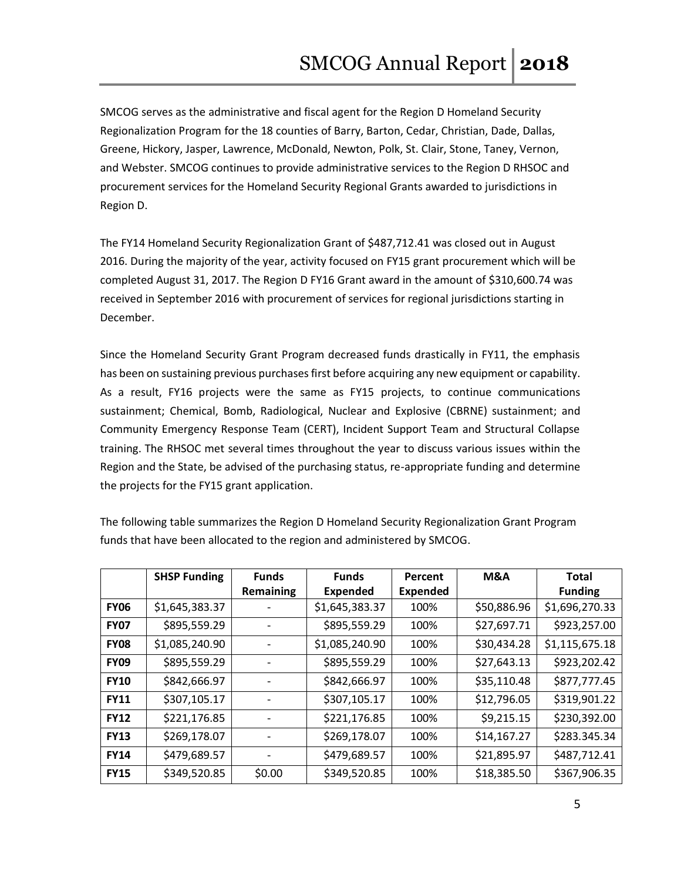SMCOG serves as the administrative and fiscal agent for the Region D Homeland Security Regionalization Program for the 18 counties of Barry, Barton, Cedar, Christian, Dade, Dallas, Greene, Hickory, Jasper, Lawrence, McDonald, Newton, Polk, St. Clair, Stone, Taney, Vernon, and Webster. SMCOG continues to provide administrative services to the Region D RHSOC and procurement services for the Homeland Security Regional Grants awarded to jurisdictions in Region D.

The FY14 Homeland Security Regionalization Grant of $487,712.41 was closed out in August 2016. During the majority of the year, activity focused on FY15 grant procurement which will be completed August 31, 2017. The Region D FY16 Grant award in the amount of $310,600.74 was received in September 2016 with procurement of services for regional jurisdictions starting in December.

Since the Homeland Security Grant Program decreased funds drastically in FY11, the emphasis has been on sustaining previous purchases first before acquiring any new equipment or capability. As a result, FY16 projects were the same as FY15 projects, to continue communications sustainment; Chemical, Bomb, Radiological, Nuclear and Explosive (CBRNE) sustainment; and Community Emergency Response Team (CERT), Incident Support Team and Structural Collapse training. The RHSOC met several times throughout the year to discuss various issues within the Region and the State, be advised of the purchasing status, re-appropriate funding and determine the projects for the FY15 grant application.

The following table summarizes the Region D Homeland Security Regionalization Grant Program funds that have been allocated to the region and administered by SMCOG.

| | SHSP Funding | Funds Remaining | Funds Expended | Percent Expended | M&A | Total Funding |
|---|---|---|---|---|---|---|
| **FY06** | $1,645,383.37 | - | $1,645,383.37 | 100% | $50,886.96 | $1,696,270.33 |
| **FY07** | $895,559.29 | - | $895,559.29 | 100% | $27,697.71 | $923,257.00 |
| **FY08** | $1,085,240.90 | - | $1,085,240.90 | 100% | $30,434.28 | $1,115,675.18 |
| **FY09** | $895,559.29 | - | $895,559.29 | 100% | $27,643.13 | $923,202.42 |
| **FY10** | $842,666.97 | - | $842,666.97 | 100% | $35,110.48 | $877,777.45 |
| **FY11** | $307,105.17 | - | $307,105.17 | 100% | $12,796.05 | $319,901.22 |
| **FY12** | $221,176.85 | - | $221,176.85 | 100% | $9,215.15 | $230,392.00 |
| **FY13** | $269,178.07 | - | $269,178.07 | 100% | $14,167.27 | $283.345.34 |
| **FY14** | $479,689.57 | - | $479,689.57 | 100% | $21,895.97 | $487,712.41 |
| **FY15** | $349,520.85 | $0.00 | $349,520.85 | 100% | $18,385.50 | $367,906.35 |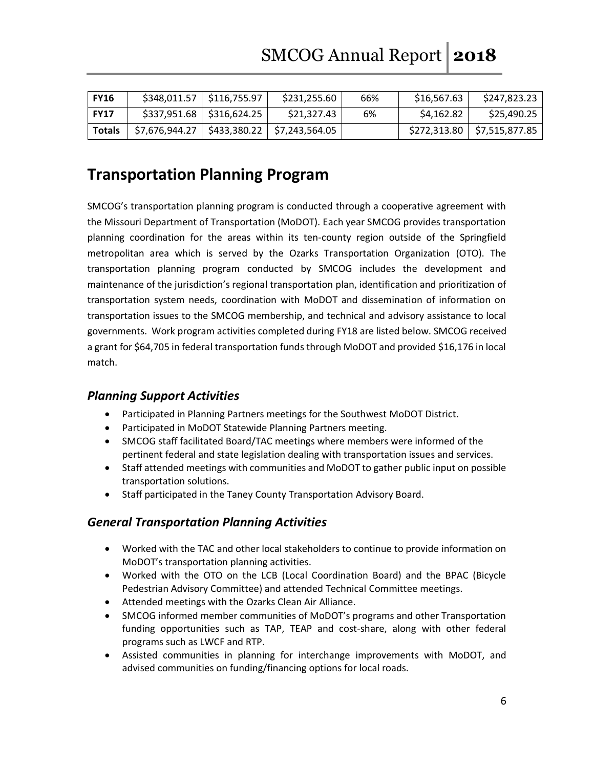| FY16 | $348,011.57 | $116,755.97 | $231,255.60 | 66% | $16,567.63 | $247,823.23 |
|---|---|---|---|---|---|---|
| FY17 | $337,951.68 | $316,624.25 | $21,327.43 | 6% | $4,162.82 | $25,490.25 |
| Totals | $7,676,944.27 | $433,380.22 | $7,243,564.05 | | $272,313.80 | $7,515,877.85 |

## Transportation Planning Program

SMCOG's transportation planning program is conducted through a cooperative agreement with the Missouri Department of Transportation (MoDOT). Each year SMCOG provides transportation planning coordination for the areas within its ten-county region outside of the Springfield metropolitan area which is served by the Ozarks Transportation Organization (OTO). The transportation planning program conducted by SMCOG includes the development and maintenance of the jurisdiction's regional transportation plan, identification and prioritization of transportation system needs, coordination with MoDOT and dissemination of information on transportation issues to the SMCOG membership, and technical and advisory assistance to local governments. Work program activities completed during FY18 are listed below. SMCOG received a grant for $64,705 in federal transportation funds through MoDOT and provided $16,176 in local match.

### *Planning Support Activities*

- Participated in Planning Partners meetings for the Southwest MoDOT District.
- Participated in MoDOT Statewide Planning Partners meeting.
- SMCOG staff facilitated Board/TAC meetings where members were informed of the pertinent federal and state legislation dealing with transportation issues and services.
- Staff attended meetings with communities and MoDOT to gather public input on possible transportation solutions.
- Staff participated in the Taney County Transportation Advisory Board.

### *General Transportation Planning Activities*

- Worked with the TAC and other local stakeholders to continue to provide information on MoDOT's transportation planning activities.
- Worked with the OTO on the LCB (Local Coordination Board) and the BPAC (Bicycle Pedestrian Advisory Committee) and attended Technical Committee meetings.
- Attended meetings with the Ozarks Clean Air Alliance.
- SMCOG informed member communities of MoDOT's programs and other Transportation funding opportunities such as TAP, TEAP and cost-share, along with other federal programs such as LWCF and RTP.
- Assisted communities in planning for interchange improvements with MoDOT, and advised communities on funding/financing options for local roads.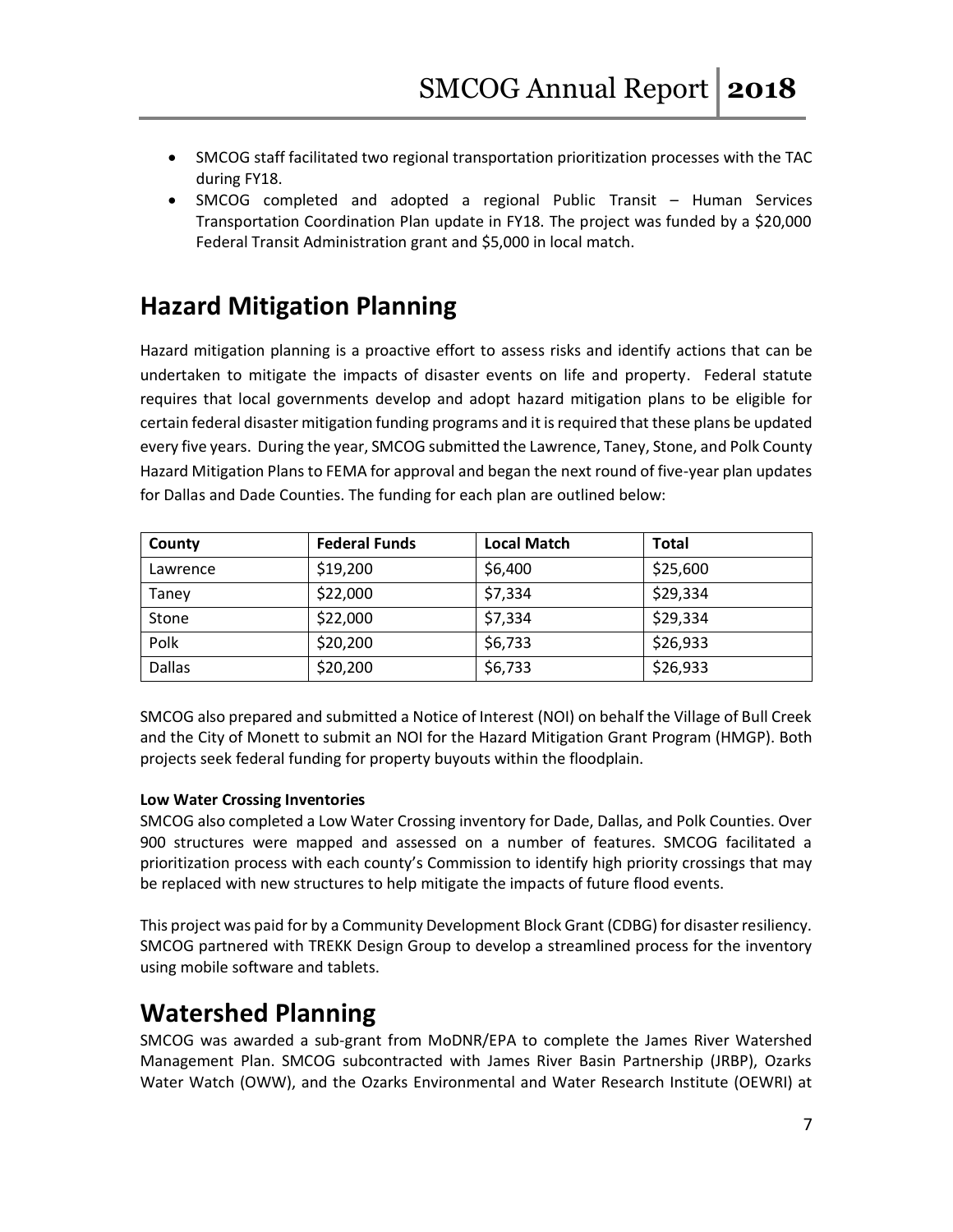- SMCOG staff facilitated two regional transportation prioritization processes with the TAC during FY18.
- SMCOG completed and adopted a regional Public Transit – Human Services Transportation Coordination Plan update in FY18. The project was funded by a $20,000 Federal Transit Administration grant and $5,000 in local match.

# Hazard Mitigation Planning

Hazard mitigation planning is a proactive effort to assess risks and identify actions that can be undertaken to mitigate the impacts of disaster events on life and property. Federal statute requires that local governments develop and adopt hazard mitigation plans to be eligible for certain federal disaster mitigation funding programs and it is required that these plans be updated every five years. During the year, SMCOG submitted the Lawrence, Taney, Stone, and Polk County Hazard Mitigation Plans to FEMA for approval and began the next round of five-year plan updates for Dallas and Dade Counties. The funding for each plan are outlined below:

| County | Federal Funds | Local Match | Total |
|---|---|---|---|
| Lawrence | $19,200 | $6,400 | $25,600 |
| Taney | $22,000 | $7,334 | $29,334 |
| Stone | $22,000 | $7,334 | $29,334 |
| Polk | $20,200 | $6,733 | $26,933 |
| Dallas | $20,200 | $6,733 | $26,933 |

SMCOG also prepared and submitted a Notice of Interest (NOI) on behalf the Village of Bull Creek and the City of Monett to submit an NOI for the Hazard Mitigation Grant Program (HMGP). Both projects seek federal funding for property buyouts within the floodplain.

**Low Water Crossing Inventories**

SMCOG also completed a Low Water Crossing inventory for Dade, Dallas, and Polk Counties. Over 900 structures were mapped and assessed on a number of features. SMCOG facilitated a prioritization process with each county's Commission to identify high priority crossings that may be replaced with new structures to help mitigate the impacts of future flood events.

This project was paid for by a Community Development Block Grant (CDBG) for disaster resiliency. SMCOG partnered with TREKK Design Group to develop a streamlined process for the inventory using mobile software and tablets.

# Watershed Planning

SMCOG was awarded a sub-grant from MoDNR/EPA to complete the James River Watershed Management Plan. SMCOG subcontracted with James River Basin Partnership (JRBP), Ozarks Water Watch (OWW), and the Ozarks Environmental and Water Research Institute (OEWRI) at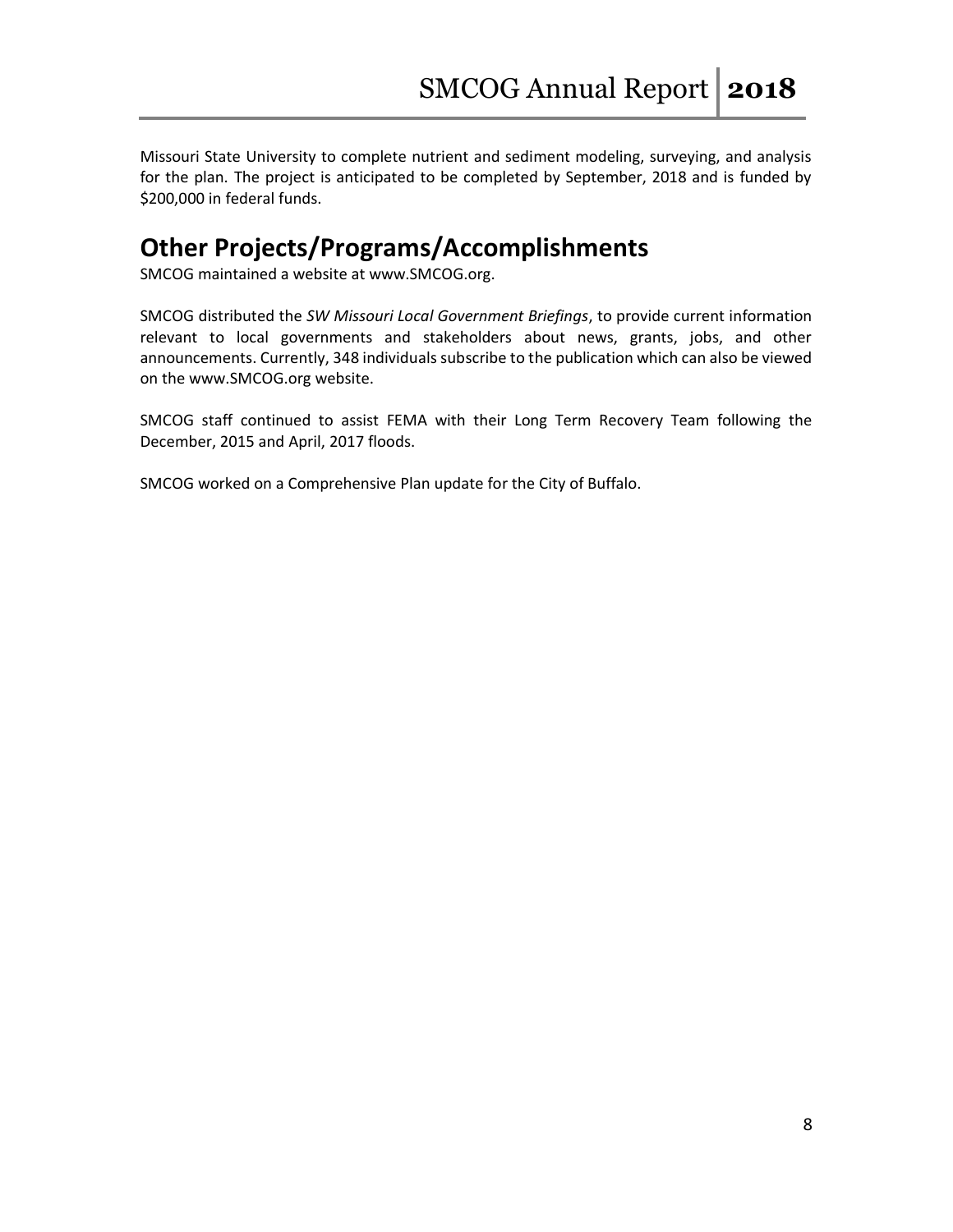Missouri State University to complete nutrient and sediment modeling, surveying, and analysis for the plan. The project is anticipated to be completed by September, 2018 and is funded by $200,000 in federal funds.

## Other Projects/Programs/Accomplishments

SMCOG maintained a website at www.SMCOG.org.

SMCOG distributed the *SW Missouri Local Government Briefings*, to provide current information relevant to local governments and stakeholders about news, grants, jobs, and other announcements. Currently, 348 individuals subscribe to the publication which can also be viewed on the www.SMCOG.org website.

SMCOG staff continued to assist FEMA with their Long Term Recovery Team following the December, 2015 and April, 2017 floods.

SMCOG worked on a Comprehensive Plan update for the City of Buffalo.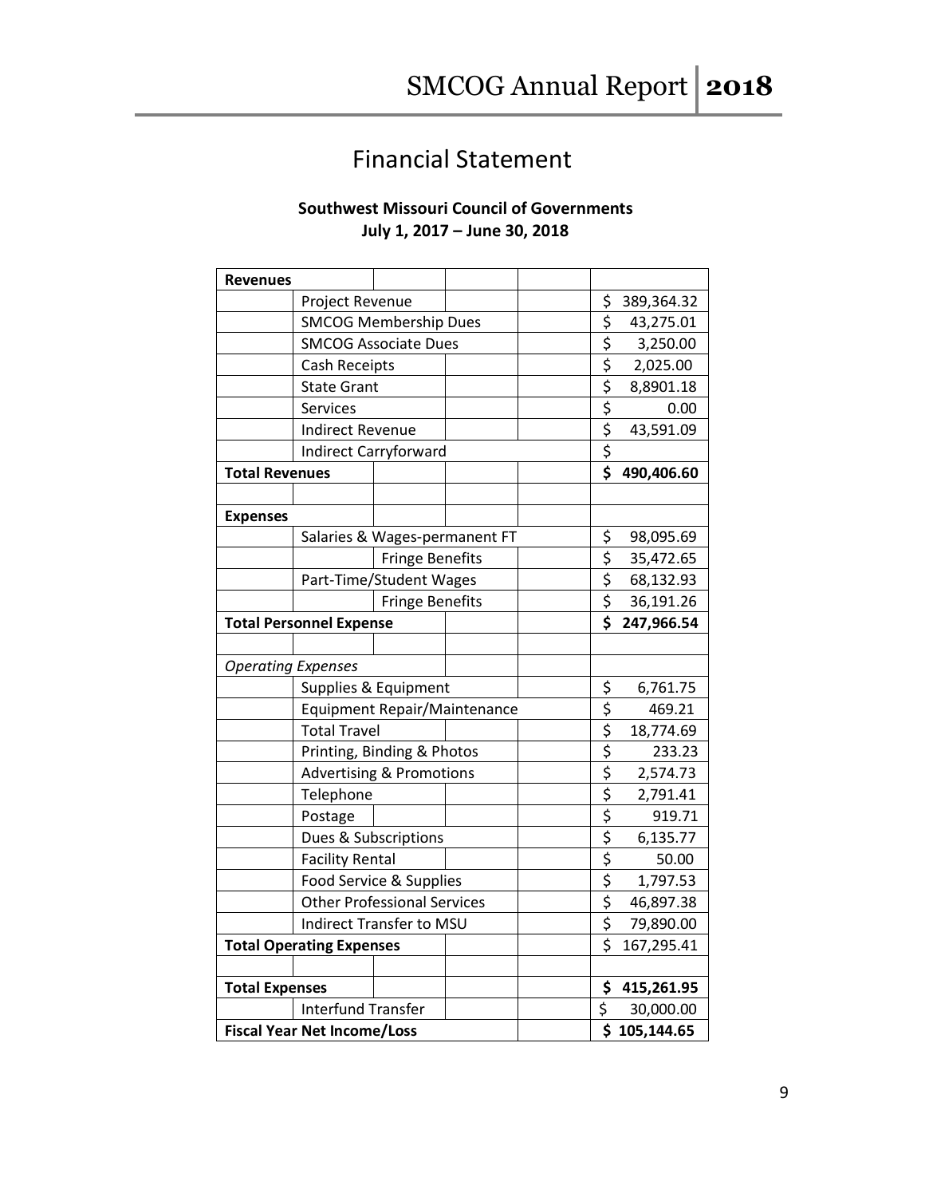# Financial Statement

**Southwest Missouri Council of Governments**
**July 1, 2017 – June 30, 2018**

| | | |
|---|---|---|
| **Revenues** | | |
| | Project Revenue | $ 389,364.32 |
| | SMCOG Membership Dues | $ 43,275.01 |
| | SMCOG Associate Dues | $ 3,250.00 |
| | Cash Receipts | $ 2,025.00 |
| | State Grant | $ 8,8901.18 |
| | Services | $ 0.00 |
| | Indirect Revenue | $ 43,591.09 |
| | Indirect Carryforward | $ |
| **Total Revenues** | | **$ 490,406.60** |
| | | |
| **Expenses** | | |
| | Salaries & Wages-permanent FT | $ 98,095.69 |
| | Fringe Benefits | $ 35,472.65 |
| | Part-Time/Student Wages | $ 68,132.93 |
| | Fringe Benefits | $ 36,191.26 |
| **Total Personnel Expense** | | **$ 247,966.54** |
| | | |
| *Operating Expenses* | | |
| | Supplies & Equipment | $ 6,761.75 |
| | Equipment Repair/Maintenance | $ 469.21 |
| | Total Travel | $ 18,774.69 |
| | Printing, Binding & Photos | $ 233.23 |
| | Advertising & Promotions | $ 2,574.73 |
| | Telephone | $ 2,791.41 |
| | Postage | $ 919.71 |
| | Dues & Subscriptions | $ 6,135.77 |
| | Facility Rental | $ 50.00 |
| | Food Service & Supplies | $ 1,797.53 |
| | Other Professional Services | $ 46,897.38 |
| | Indirect Transfer to MSU | $ 79,890.00 |
| **Total Operating Expenses** | | $ 167,295.41 |
| | | |
| **Total Expenses** | | **$ 415,261.95** |
| | Interfund Transfer | $ 30,000.00 |
| **Fiscal Year Net Income/Loss** | | **$ 105,144.65** |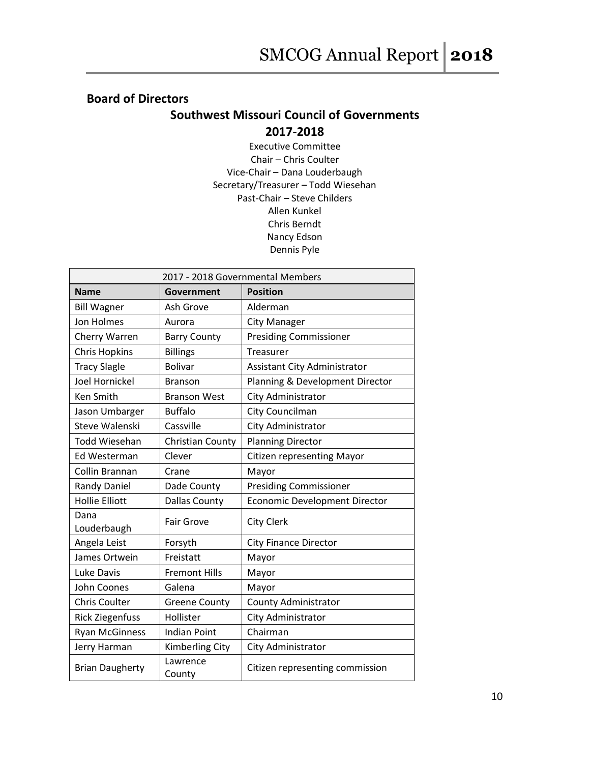## Board of Directors

### Southwest Missouri Council of Governments
### 2017-2018

Executive Committee
Chair – Chris Coulter
Vice-Chair – Dana Louderbaugh
Secretary/Treasurer – Todd Wiesehan
Past-Chair – Steve Childers
Allen Kunkel
Chris Berndt
Nancy Edson
Dennis Pyle

| 2017 - 2018 Governmental Members | | |
|---|---|---|
| **Name** | **Government** | **Position** |
| Bill Wagner | Ash Grove | Alderman |
| Jon Holmes | Aurora | City Manager |
| Cherry Warren | Barry County | Presiding Commissioner |
| Chris Hopkins | Billings | Treasurer |
| Tracy Slagle | Bolivar | Assistant City Administrator |
| Joel Hornickel | Branson | Planning & Development Director |
| Ken Smith | Branson West | City Administrator |
| Jason Umbarger | Buffalo | City Councilman |
| Steve Walenski | Cassville | City Administrator |
| Todd Wiesehan | Christian County | Planning Director |
| Ed Westerman | Clever | Citizen representing Mayor |
| Collin Brannan | Crane | Mayor |
| Randy Daniel | Dade County | Presiding Commissioner |
| Hollie Elliott | Dallas County | Economic Development Director |
| Dana Louderbaugh | Fair Grove | City Clerk |
| Angela Leist | Forsyth | City Finance Director |
| James Ortwein | Freistatt | Mayor |
| Luke Davis | Fremont Hills | Mayor |
| John Coones | Galena | Mayor |
| Chris Coulter | Greene County | County Administrator |
| Rick Ziegenfuss | Hollister | City Administrator |
| Ryan McGinness | Indian Point | Chairman |
| Jerry Harman | Kimberling City | City Administrator |
| Brian Daugherty | Lawrence County | Citizen representing commission |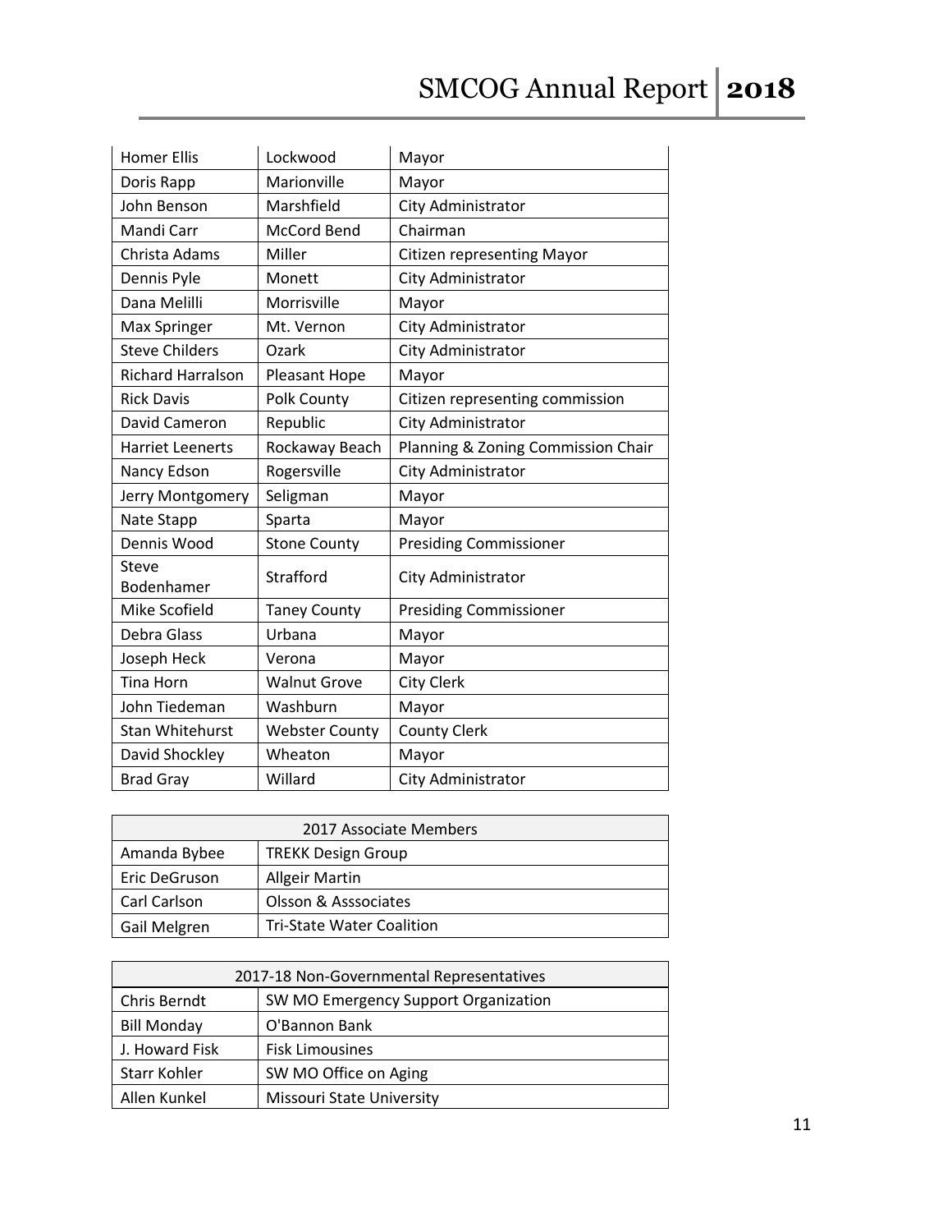| | | |
|---|---|---|
| Homer Ellis | Lockwood | Mayor |
| Doris Rapp | Marionville | Mayor |
| John Benson | Marshfield | City Administrator |
| Mandi Carr | McCord Bend | Chairman |
| Christa Adams | Miller | Citizen representing Mayor |
| Dennis Pyle | Monett | City Administrator |
| Dana Melilli | Morrisville | Mayor |
| Max Springer | Mt. Vernon | City Administrator |
| Steve Childers | Ozark | City Administrator |
| Richard Harralson | Pleasant Hope | Mayor |
| Rick Davis | Polk County | Citizen representing commission |
| David Cameron | Republic | City Administrator |
| Harriet Leenerts | Rockaway Beach | Planning & Zoning Commission Chair |
| Nancy Edson | Rogersville | City Administrator |
| Jerry Montgomery | Seligman | Mayor |
| Nate Stapp | Sparta | Mayor |
| Dennis Wood | Stone County | Presiding Commissioner |
| Steve Bodenhamer | Strafford | City Administrator |
| Mike Scofield | Taney County | Presiding Commissioner |
| Debra Glass | Urbana | Mayor |
| Joseph Heck | Verona | Mayor |
| Tina Horn | Walnut Grove | City Clerk |
| John Tiedeman | Washburn | Mayor |
| Stan Whitehurst | Webster County | County Clerk |
| David Shockley | Wheaton | Mayor |
| Brad Gray | Willard | City Administrator |

| 2017 Associate Members | |
|---|---|
| Amanda Bybee | TREKK Design Group |
| Eric DeGruson | Allgeir Martin |
| Carl Carlson | Olsson & Asssociates |
| Gail Melgren | Tri-State Water Coalition |

| 2017-18 Non-Governmental Representatives | |
|---|---|
| Chris Berndt | SW MO Emergency Support Organization |
| Bill Monday | O'Bannon Bank |
| J. Howard Fisk | Fisk Limousines |
| Starr Kohler | SW MO Office on Aging |
| Allen Kunkel | Missouri State University |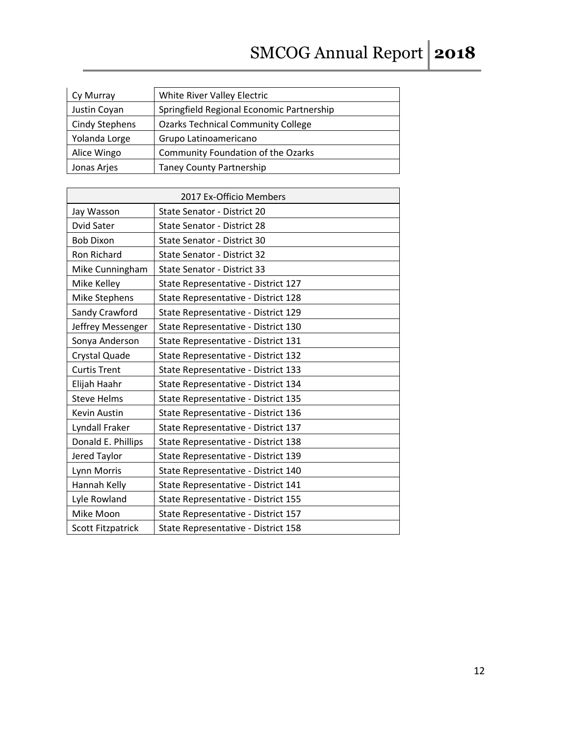| | |
|---|---|
| Cy Murray | White River Valley Electric |
| Justin Coyan | Springfield Regional Economic Partnership |
| Cindy Stephens | Ozarks Technical Community College |
| Yolanda Lorge | Grupo Latinoamericano |
| Alice Wingo | Community Foundation of the Ozarks |
| Jonas Arjes | Taney County Partnership |

| 2017 Ex-Officio Members | |
|---|---|
| Jay Wasson | State Senator - District 20 |
| Dvid Sater | State Senator - District 28 |
| Bob Dixon | State Senator - District 30 |
| Ron Richard | State Senator - District 32 |
| Mike Cunningham | State Senator - District 33 |
| Mike Kelley | State Representative - District 127 |
| Mike Stephens | State Representative - District 128 |
| Sandy Crawford | State Representative - District 129 |
| Jeffrey Messenger | State Representative - District 130 |
| Sonya Anderson | State Representative - District 131 |
| Crystal Quade | State Representative - District 132 |
| Curtis Trent | State Representative - District 133 |
| Elijah Haahr | State Representative - District 134 |
| Steve Helms | State Representative - District 135 |
| Kevin Austin | State Representative - District 136 |
| Lyndall Fraker | State Representative - District 137 |
| Donald E. Phillips | State Representative - District 138 |
| Jered Taylor | State Representative - District 139 |
| Lynn Morris | State Representative - District 140 |
| Hannah Kelly | State Representative - District 141 |
| Lyle Rowland | State Representative - District 155 |
| Mike Moon | State Representative - District 157 |
| Scott Fitzpatrick | State Representative - District 158 |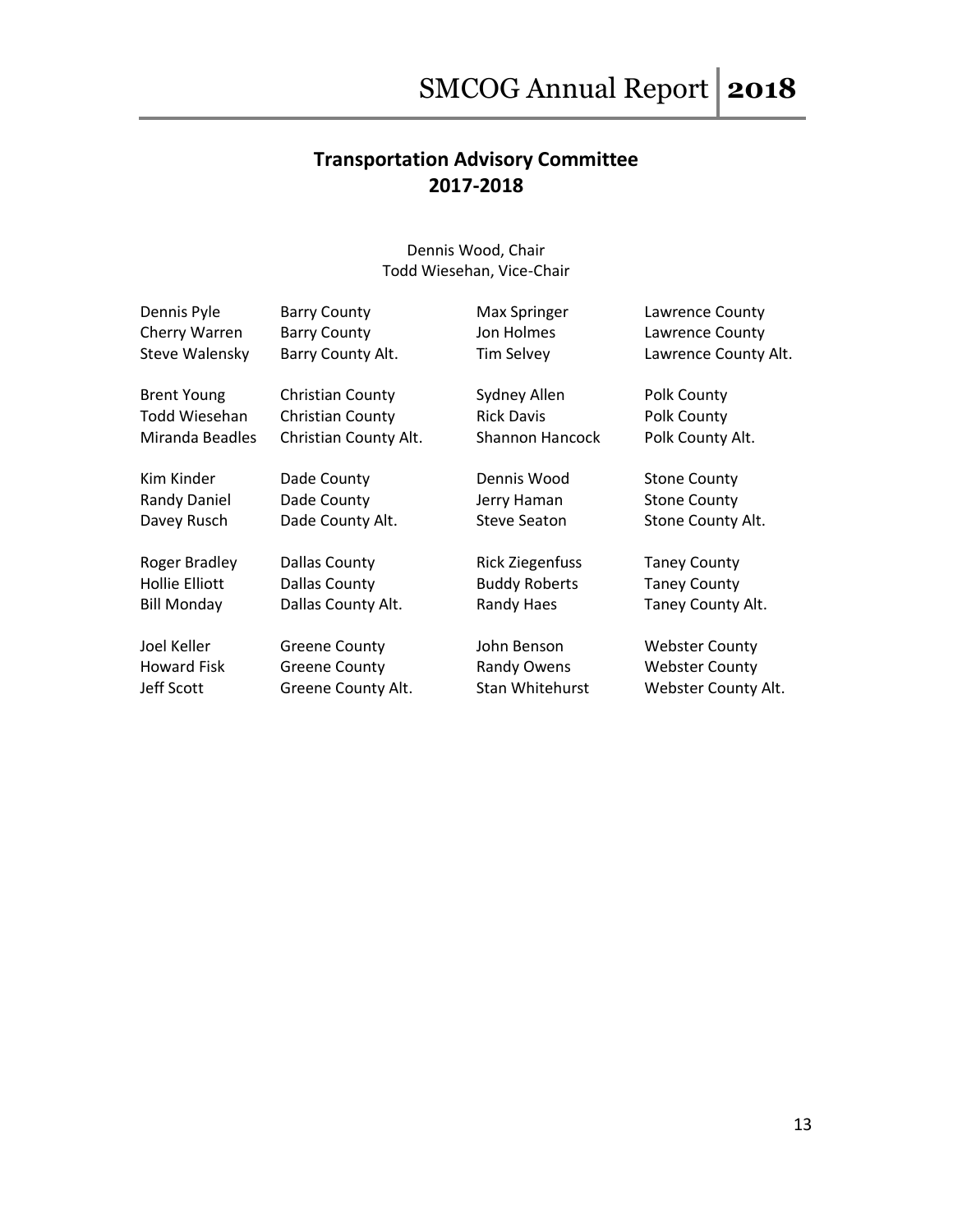## Transportation Advisory Committee
## 2017-2018

Dennis Wood, Chair
Todd Wiesehan, Vice-Chair

| Name | County | Name | County |
|---|---|---|---|
| Dennis Pyle | Barry County | Max Springer | Lawrence County |
| Cherry Warren | Barry County | Jon Holmes | Lawrence County |
| Steve Walensky | Barry County Alt. | Tim Selvey | Lawrence County Alt. |
| Brent Young | Christian County | Sydney Allen | Polk County |
| Todd Wiesehan | Christian County | Rick Davis | Polk County |
| Miranda Beadles | Christian County Alt. | Shannon Hancock | Polk County Alt. |
| Kim Kinder | Dade County | Dennis Wood | Stone County |
| Randy Daniel | Dade County | Jerry Haman | Stone County |
| Davey Rusch | Dade County Alt. | Steve Seaton | Stone County Alt. |
| Roger Bradley | Dallas County | Rick Ziegenfuss | Taney County |
| Hollie Elliott | Dallas County | Buddy Roberts | Taney County |
| Bill Monday | Dallas County Alt. | Randy Haes | Taney County Alt. |
| Joel Keller | Greene County | John Benson | Webster County |
| Howard Fisk | Greene County | Randy Owens | Webster County |
| Jeff Scott | Greene County Alt. | Stan Whitehurst | Webster County Alt. |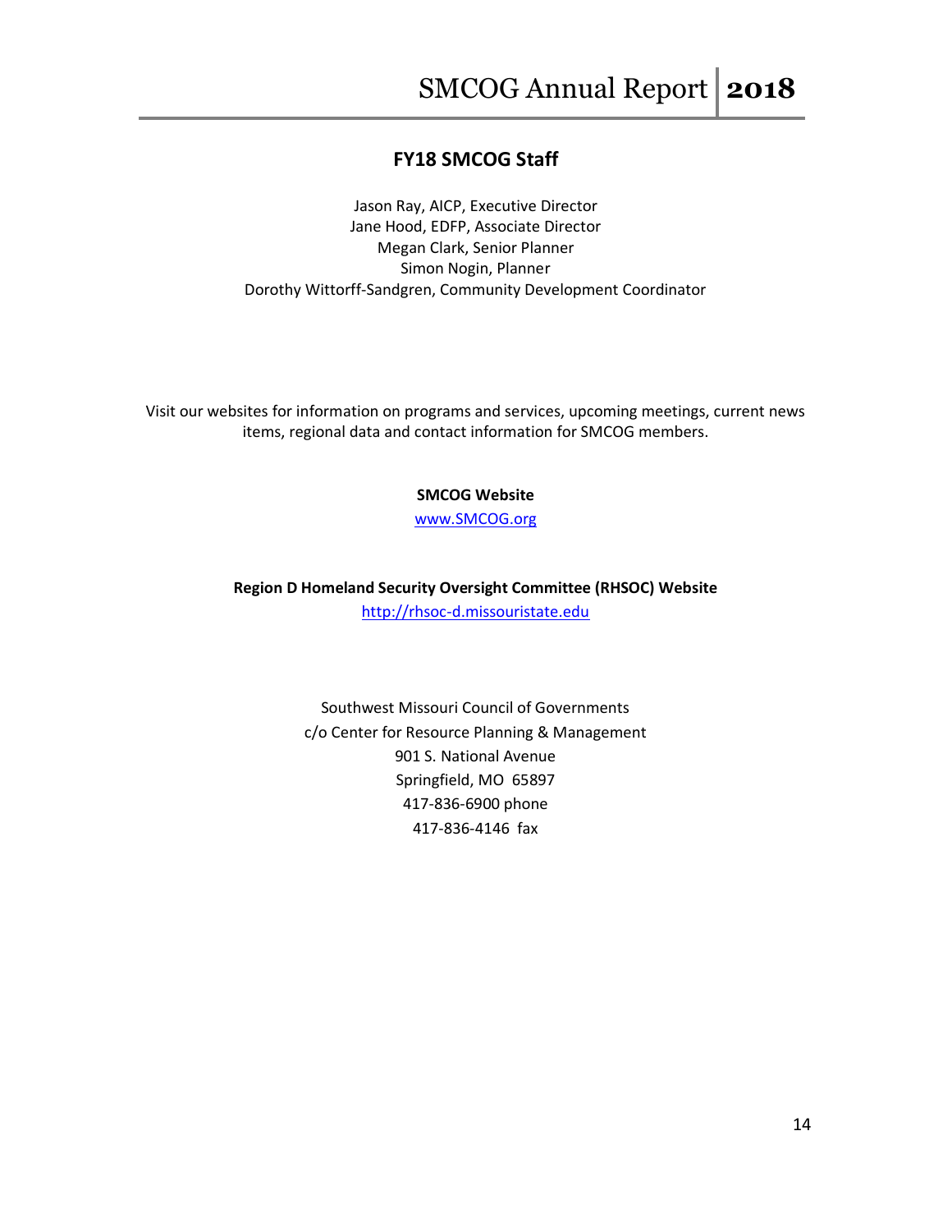## FY18 SMCOG Staff

Jason Ray, AICP, Executive Director
Jane Hood, EDFP, Associate Director
Megan Clark, Senior Planner
Simon Nogin, Planner
Dorothy Wittorff-Sandgren, Community Development Coordinator

Visit our websites for information on programs and services, upcoming meetings, current news items, regional data and contact information for SMCOG members.

**SMCOG Website**

[www.SMCOG.org](http://www.SMCOG.org)

**Region D Homeland Security Oversight Committee (RHSOC) Website**

[http://rhsoc-d.missouristate.edu](http://rhsoc-d.missouristate.edu)

Southwest Missouri Council of Governments
c/o Center for Resource Planning & Management
901 S. National Avenue
Springfield, MO 65897
417-836-6900 phone
417-836-4146 fax